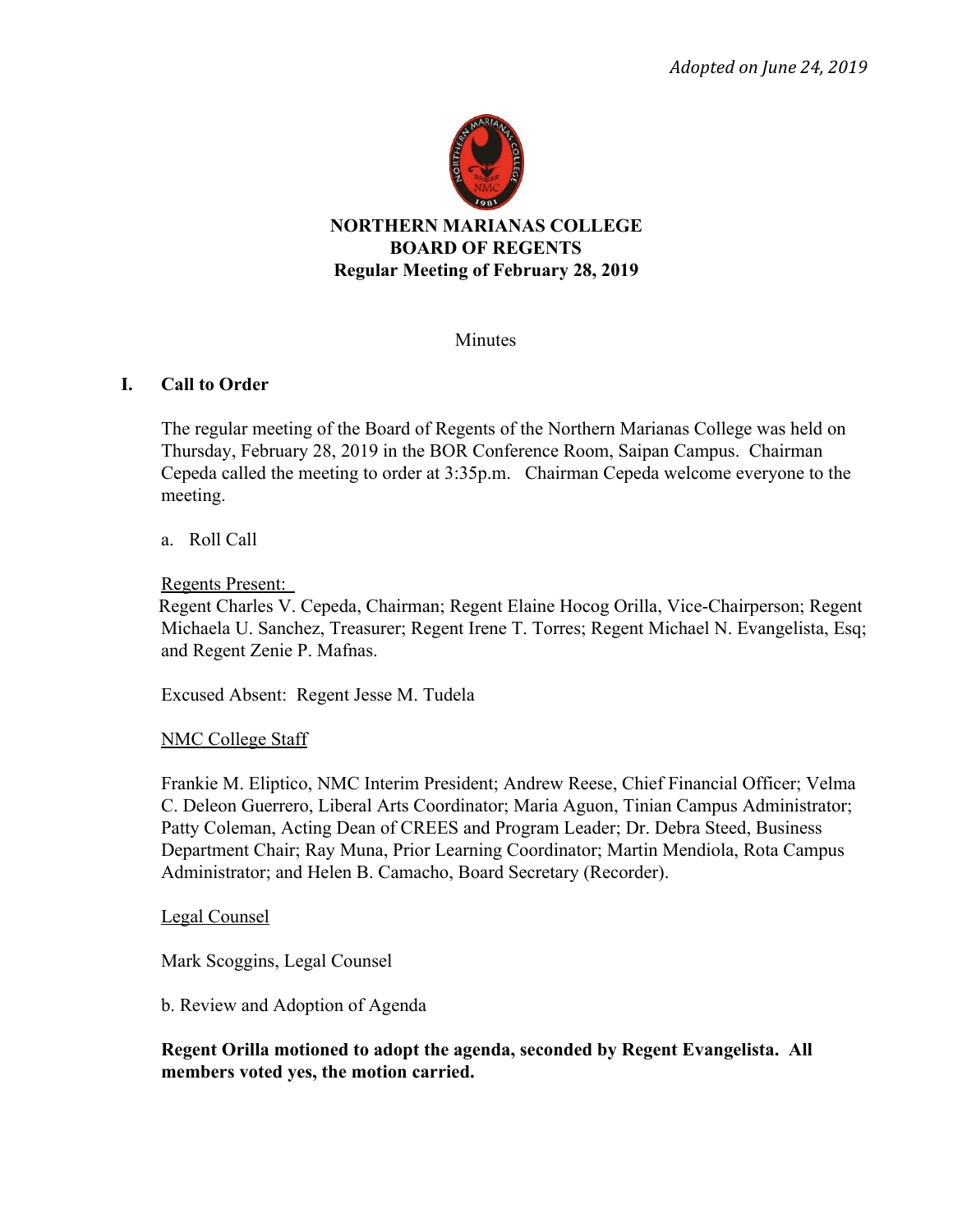*Adopted on June 24, 2019*

**NORTHERN MARIANAS COLLEGE**
**BOARD OF REGENTS**
**Regular Meeting of February 28, 2019**

Minutes

## I. Call to Order

The regular meeting of the Board of Regents of the Northern Marianas College was held on Thursday, February 28, 2019 in the BOR Conference Room, Saipan Campus. Chairman Cepeda called the meeting to order at 3:35p.m. Chairman Cepeda welcome everyone to the meeting.

a. Roll Call

Regents Present:
Regent Charles V. Cepeda, Chairman; Regent Elaine Hocog Orilla, Vice-Chairperson; Regent Michaela U. Sanchez, Treasurer; Regent Irene T. Torres; Regent Michael N. Evangelista, Esq; and Regent Zenie P. Mafnas.

Excused Absent: Regent Jesse M. Tudela

NMC College Staff

Frankie M. Eliptico, NMC Interim President; Andrew Reese, Chief Financial Officer; Velma C. Deleon Guerrero, Liberal Arts Coordinator; Maria Aguon, Tinian Campus Administrator; Patty Coleman, Acting Dean of CREES and Program Leader; Dr. Debra Steed, Business Department Chair; Ray Muna, Prior Learning Coordinator; Martin Mendiola, Rota Campus Administrator; and Helen B. Camacho, Board Secretary (Recorder).

Legal Counsel

Mark Scoggins, Legal Counsel

b. Review and Adoption of Agenda

**Regent Orilla motioned to adopt the agenda, seconded by Regent Evangelista. All members voted yes, the motion carried.**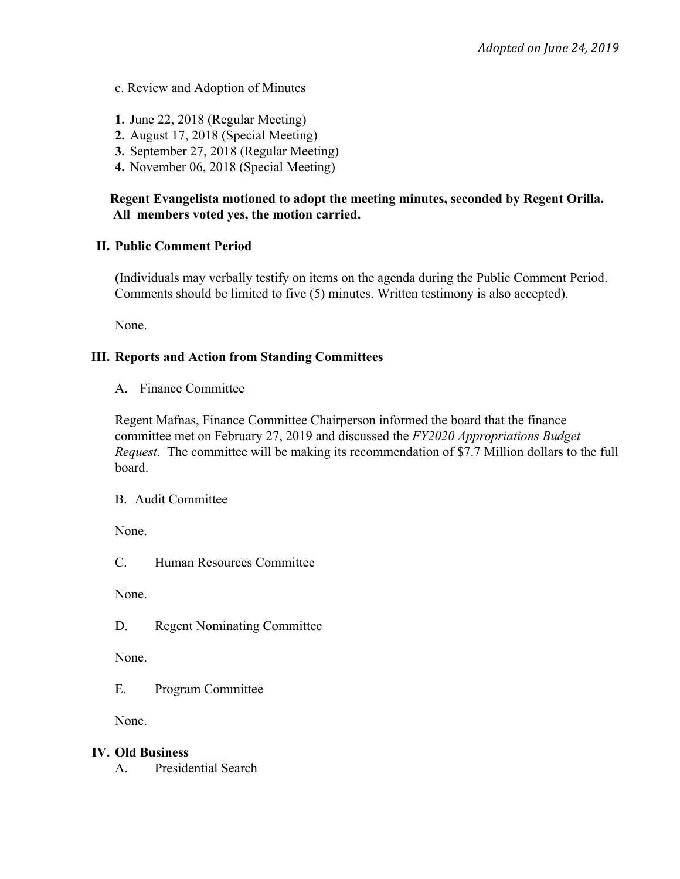*Adopted on June 24, 2019*

c. Review and Adoption of Minutes

1. June 22, 2018 (Regular Meeting)
2. August 17, 2018 (Special Meeting)
3. September 27, 2018 (Regular Meeting)
4. November 06, 2018 (Special Meeting)

**Regent Evangelista motioned to adopt the meeting minutes, seconded by Regent Orilla. All members voted yes, the motion carried.**

## II. Public Comment Period

**(**Individuals may verbally testify on items on the agenda during the Public Comment Period. Comments should be limited to five (5) minutes. Written testimony is also accepted).

None.

## III. Reports and Action from Standing Committees

A. Finance Committee

Regent Mafnas, Finance Committee Chairperson informed the board that the finance committee met on February 27, 2019 and discussed the *FY2020 Appropriations Budget Request*. The committee will be making its recommendation of $7.7 Million dollars to the full board.

B. Audit Committee

None.

C. Human Resources Committee

None.

D. Regent Nominating Committee

None.

E. Program Committee

None.

## IV. Old Business

A. Presidential Search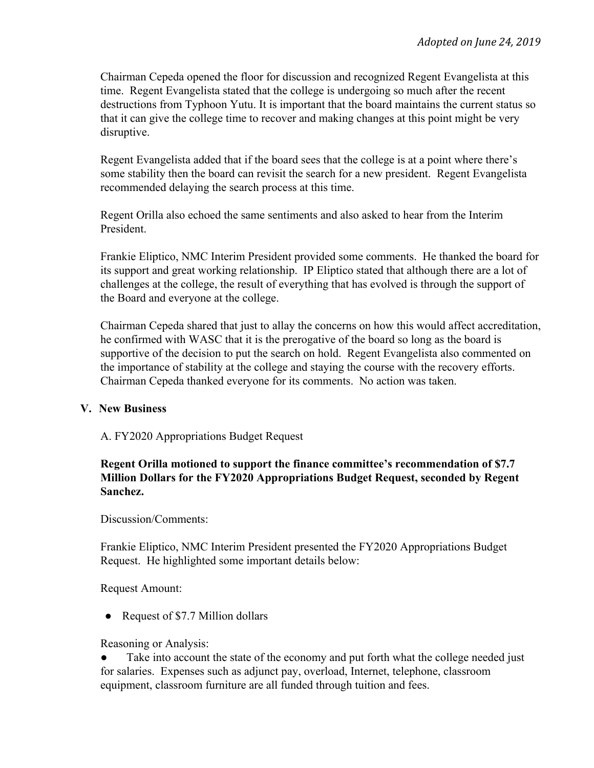Chairman Cepeda opened the floor for discussion and recognized Regent Evangelista at this time. Regent Evangelista stated that the college is undergoing so much after the recent destructions from Typhoon Yutu. It is important that the board maintains the current status so that it can give the college time to recover and making changes at this point might be very disruptive.

Regent Evangelista added that if the board sees that the college is at a point where there's some stability then the board can revisit the search for a new president. Regent Evangelista recommended delaying the search process at this time.

Regent Orilla also echoed the same sentiments and also asked to hear from the Interim President.

Frankie Eliptico, NMC Interim President provided some comments. He thanked the board for its support and great working relationship. IP Eliptico stated that although there are a lot of challenges at the college, the result of everything that has evolved is through the support of the Board and everyone at the college.

Chairman Cepeda shared that just to allay the concerns on how this would affect accreditation, he confirmed with WASC that it is the prerogative of the board so long as the board is supportive of the decision to put the search on hold. Regent Evangelista also commented on the importance of stability at the college and staying the course with the recovery efforts. Chairman Cepeda thanked everyone for its comments. No action was taken.

## V. New Business

A. FY2020 Appropriations Budget Request

**Regent Orilla motioned to support the finance committee's recommendation of $7.7 Million Dollars for the FY2020 Appropriations Budget Request, seconded by Regent Sanchez.**

Discussion/Comments:

Frankie Eliptico, NMC Interim President presented the FY2020 Appropriations Budget Request. He highlighted some important details below:

Request Amount:

- Request of $7.7 Million dollars

Reasoning or Analysis:

- Take into account the state of the economy and put forth what the college needed just for salaries. Expenses such as adjunct pay, overload, Internet, telephone, classroom equipment, classroom furniture are all funded through tuition and fees.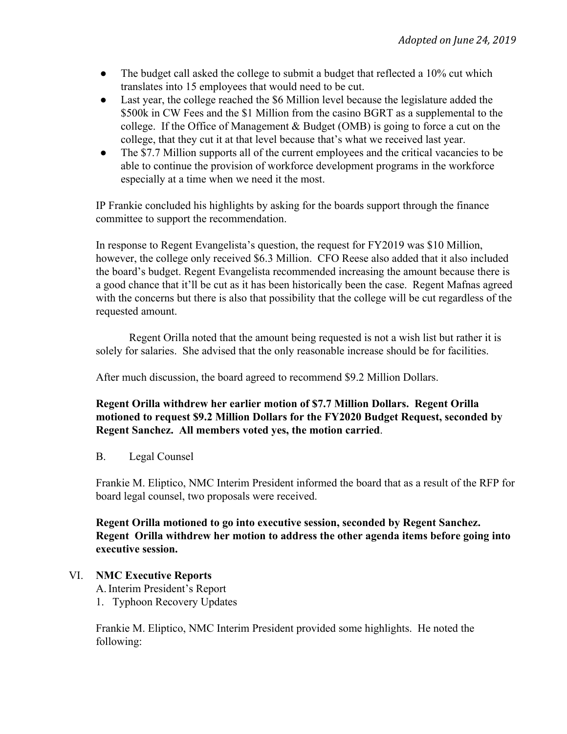- The budget call asked the college to submit a budget that reflected a 10% cut which translates into 15 employees that would need to be cut.
- Last year, the college reached the $6 Million level because the legislature added the $500k in CW Fees and the $1 Million from the casino BGRT as a supplemental to the college. If the Office of Management & Budget (OMB) is going to force a cut on the college, that they cut it at that level because that's what we received last year.
- The $7.7 Million supports all of the current employees and the critical vacancies to be able to continue the provision of workforce development programs in the workforce especially at a time when we need it the most.

IP Frankie concluded his highlights by asking for the boards support through the finance committee to support the recommendation.

In response to Regent Evangelista's question, the request for FY2019 was $10 Million, however, the college only received $6.3 Million. CFO Reese also added that it also included the board's budget. Regent Evangelista recommended increasing the amount because there is a good chance that it'll be cut as it has been historically been the case. Regent Mafnas agreed with the concerns but there is also that possibility that the college will be cut regardless of the requested amount.

Regent Orilla noted that the amount being requested is not a wish list but rather it is solely for salaries. She advised that the only reasonable increase should be for facilities.

After much discussion, the board agreed to recommend $9.2 Million Dollars.

**Regent Orilla withdrew her earlier motion of $7.7 Million Dollars. Regent Orilla motioned to request $9.2 Million Dollars for the FY2020 Budget Request, seconded by Regent Sanchez. All members voted yes, the motion carried**.

B. Legal Counsel

Frankie M. Eliptico, NMC Interim President informed the board that as a result of the RFP for board legal counsel, two proposals were received.

**Regent Orilla motioned to go into executive session, seconded by Regent Sanchez. Regent Orilla withdrew her motion to address the other agenda items before going into executive session.**

## VI. NMC Executive Reports

A. Interim President's Report

1. Typhoon Recovery Updates

Frankie M. Eliptico, NMC Interim President provided some highlights. He noted the following: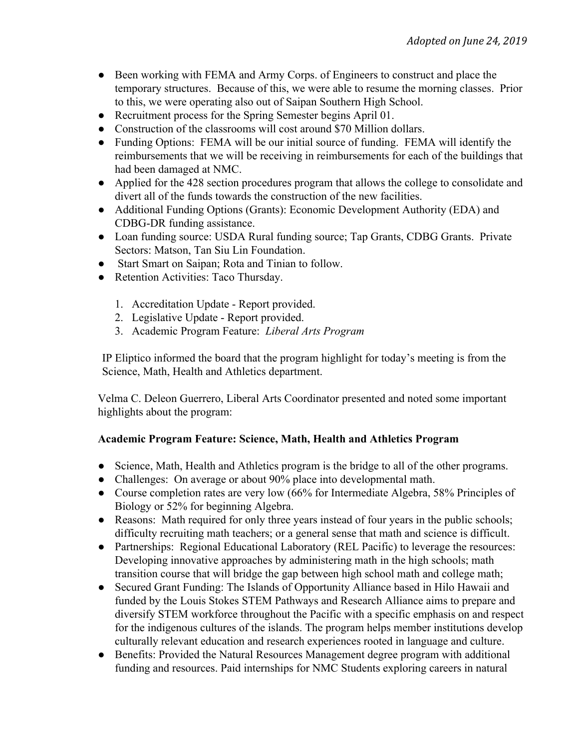*Adopted on June 24, 2019*

- Been working with FEMA and Army Corps. of Engineers to construct and place the temporary structures. Because of this, we were able to resume the morning classes. Prior to this, we were operating also out of Saipan Southern High School.
- Recruitment process for the Spring Semester begins April 01.
- Construction of the classrooms will cost around $70 Million dollars.
- Funding Options: FEMA will be our initial source of funding. FEMA will identify the reimbursements that we will be receiving in reimbursements for each of the buildings that had been damaged at NMC.
- Applied for the 428 section procedures program that allows the college to consolidate and divert all of the funds towards the construction of the new facilities.
- Additional Funding Options (Grants): Economic Development Authority (EDA) and CDBG-DR funding assistance.
- Loan funding source: USDA Rural funding source; Tap Grants, CDBG Grants. Private Sectors: Matson, Tan Siu Lin Foundation.
- Start Smart on Saipan; Rota and Tinian to follow.
- Retention Activities: Taco Thursday.

1. Accreditation Update - Report provided.
2. Legislative Update - Report provided.
3. Academic Program Feature: *Liberal Arts Program*

IP Eliptico informed the board that the program highlight for today's meeting is from the Science, Math, Health and Athletics department.

Velma C. Deleon Guerrero, Liberal Arts Coordinator presented and noted some important highlights about the program:

**Academic Program Feature: Science, Math, Health and Athletics Program**

- Science, Math, Health and Athletics program is the bridge to all of the other programs.
- Challenges: On average or about 90% place into developmental math.
- Course completion rates are very low (66% for Intermediate Algebra, 58% Principles of Biology or 52% for beginning Algebra.
- Reasons: Math required for only three years instead of four years in the public schools; difficulty recruiting math teachers; or a general sense that math and science is difficult.
- Partnerships: Regional Educational Laboratory (REL Pacific) to leverage the resources: Developing innovative approaches by administering math in the high schools; math transition course that will bridge the gap between high school math and college math;
- Secured Grant Funding: The Islands of Opportunity Alliance based in Hilo Hawaii and funded by the Louis Stokes STEM Pathways and Research Alliance aims to prepare and diversify STEM workforce throughout the Pacific with a specific emphasis on and respect for the indigenous cultures of the islands. The program helps member institutions develop culturally relevant education and research experiences rooted in language and culture.
- Benefits: Provided the Natural Resources Management degree program with additional funding and resources. Paid internships for NMC Students exploring careers in natural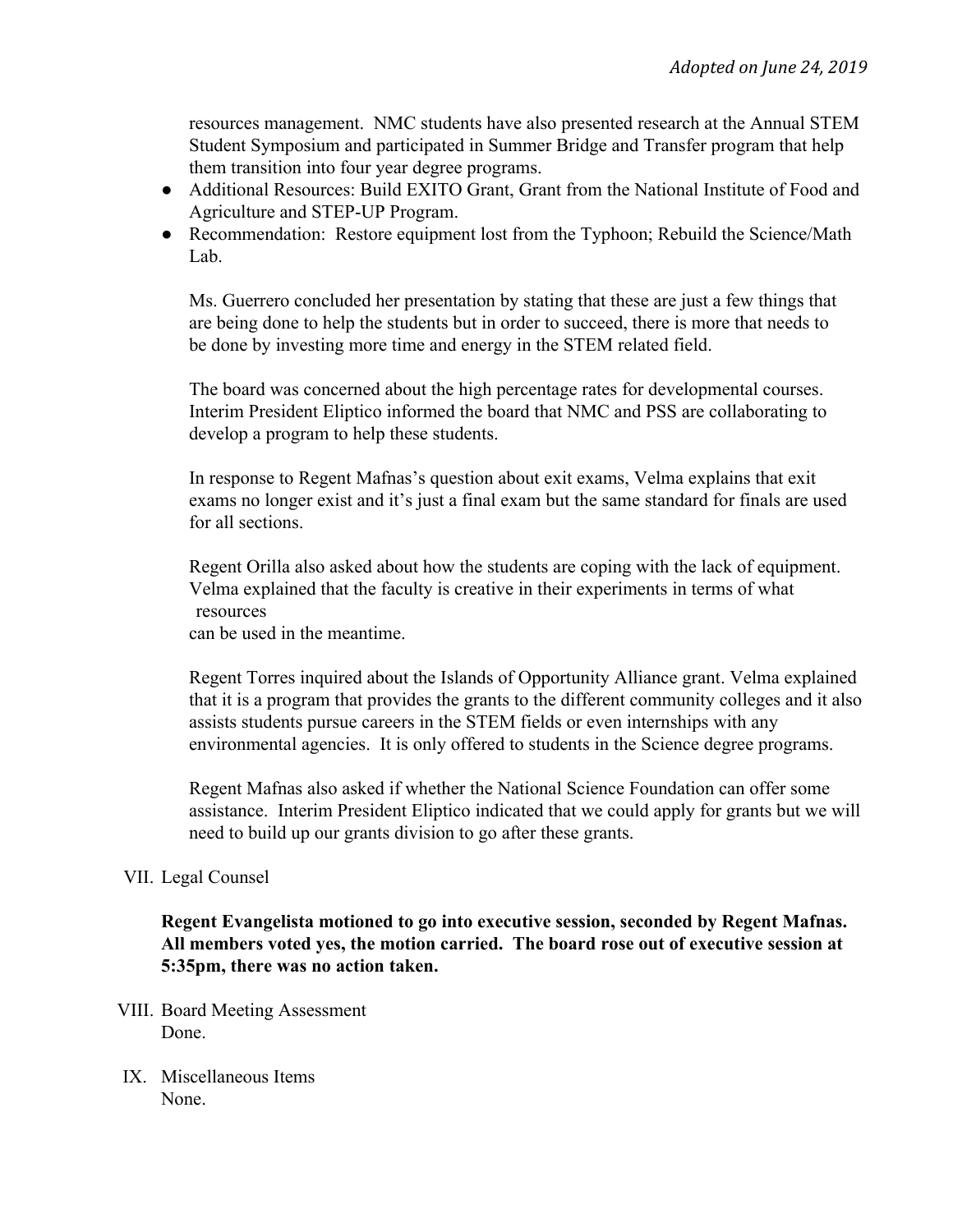resources management. NMC students have also presented research at the Annual STEM Student Symposium and participated in Summer Bridge and Transfer program that help them transition into four year degree programs.

- Additional Resources: Build EXITO Grant, Grant from the National Institute of Food and Agriculture and STEP-UP Program.
- Recommendation: Restore equipment lost from the Typhoon; Rebuild the Science/Math Lab.

Ms. Guerrero concluded her presentation by stating that these are just a few things that are being done to help the students but in order to succeed, there is more that needs to be done by investing more time and energy in the STEM related field.

The board was concerned about the high percentage rates for developmental courses. Interim President Eliptico informed the board that NMC and PSS are collaborating to develop a program to help these students.

In response to Regent Mafnas's question about exit exams, Velma explains that exit exams no longer exist and it's just a final exam but the same standard for finals are used for all sections.

Regent Orilla also asked about how the students are coping with the lack of equipment. Velma explained that the faculty is creative in their experiments in terms of what resources can be used in the meantime.

Regent Torres inquired about the Islands of Opportunity Alliance grant. Velma explained that it is a program that provides the grants to the different community colleges and it also assists students pursue careers in the STEM fields or even internships with any environmental agencies. It is only offered to students in the Science degree programs.

Regent Mafnas also asked if whether the National Science Foundation can offer some assistance. Interim President Eliptico indicated that we could apply for grants but we will need to build up our grants division to go after these grants.

VII. Legal Counsel

**Regent Evangelista motioned to go into executive session, seconded by Regent Mafnas. All members voted yes, the motion carried. The board rose out of executive session at 5:35pm, there was no action taken.**

VIII. Board Meeting Assessment
Done.

IX. Miscellaneous Items
None.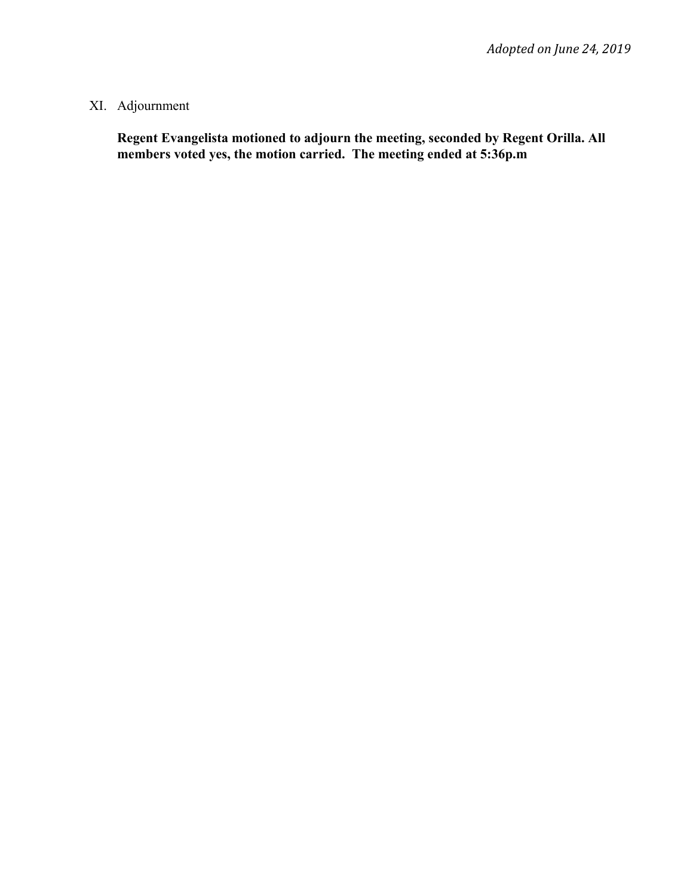*Adopted on June 24, 2019*

XI. Adjournment

**Regent Evangelista motioned to adjourn the meeting, seconded by Regent Orilla. All members voted yes, the motion carried. The meeting ended at 5:36p.m**